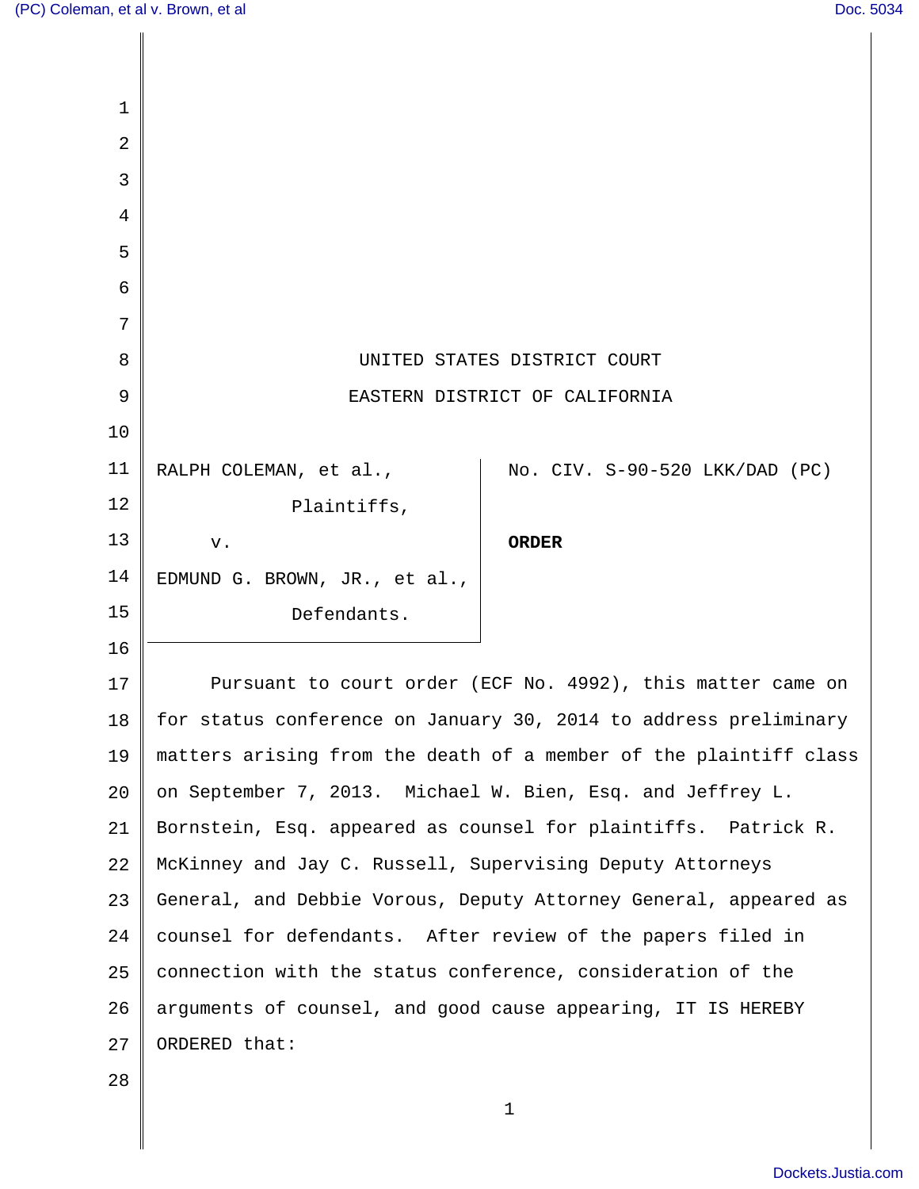UNITED STATES DISTRICT COURT

EASTERN DISTRICT OF CALIFORNIA

| | |
|---|---|
| RALPH COLEMAN, et al., Plaintiffs, v. EDMUND G. BROWN, JR., et al., Defendants. | No. CIV. S-90-520 LKK/DAD (PC) **ORDER** |

Pursuant to court order (ECF No. 4992), this matter came on for status conference on January 30, 2014 to address preliminary matters arising from the death of a member of the plaintiff class on September 7, 2013. Michael W. Bien, Esq. and Jeffrey L. Bornstein, Esq. appeared as counsel for plaintiffs. Patrick R. McKinney and Jay C. Russell, Supervising Deputy Attorneys General, and Debbie Vorous, Deputy Attorney General, appeared as counsel for defendants. After review of the papers filed in connection with the status conference, consideration of the arguments of counsel, and good cause appearing, IT IS HEREBY ORDERED that: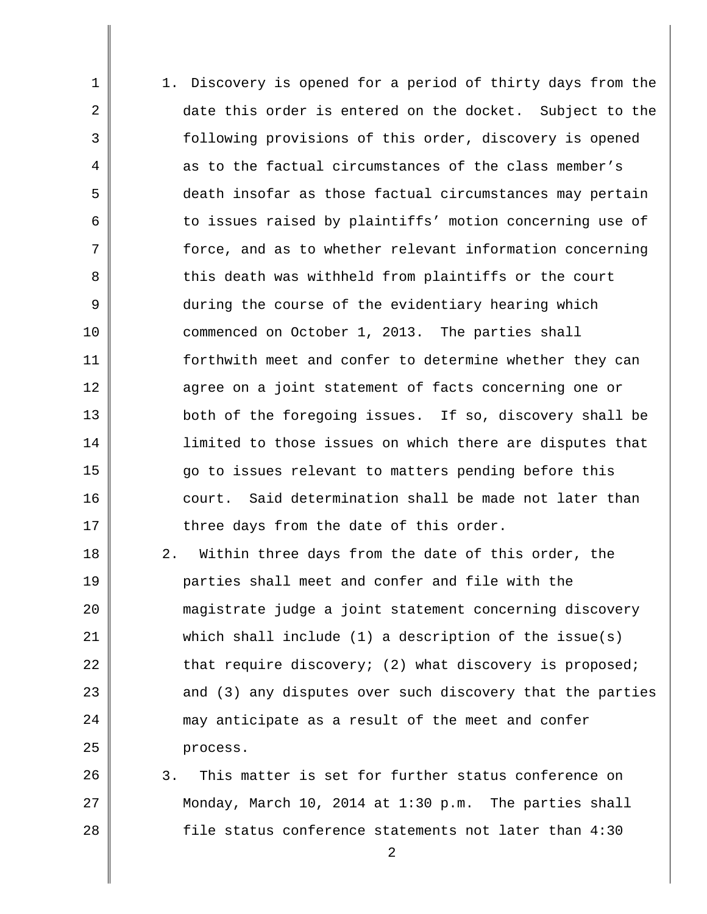1. Discovery is opened for a period of thirty days from the date this order is entered on the docket. Subject to the following provisions of this order, discovery is opened as to the factual circumstances of the class member's death insofar as those factual circumstances may pertain to issues raised by plaintiffs' motion concerning use of force, and as to whether relevant information concerning this death was withheld from plaintiffs or the court during the course of the evidentiary hearing which commenced on October 1, 2013. The parties shall forthwith meet and confer to determine whether they can agree on a joint statement of facts concerning one or both of the foregoing issues. If so, discovery shall be limited to those issues on which there are disputes that go to issues relevant to matters pending before this court. Said determination shall be made not later than three days from the date of this order.
2. Within three days from the date of this order, the parties shall meet and confer and file with the magistrate judge a joint statement concerning discovery which shall include (1) a description of the issue(s) that require discovery; (2) what discovery is proposed; and (3) any disputes over such discovery that the parties may anticipate as a result of the meet and confer process.
3. This matter is set for further status conference on Monday, March 10, 2014 at 1:30 p.m. The parties shall file status conference statements not later than 4:30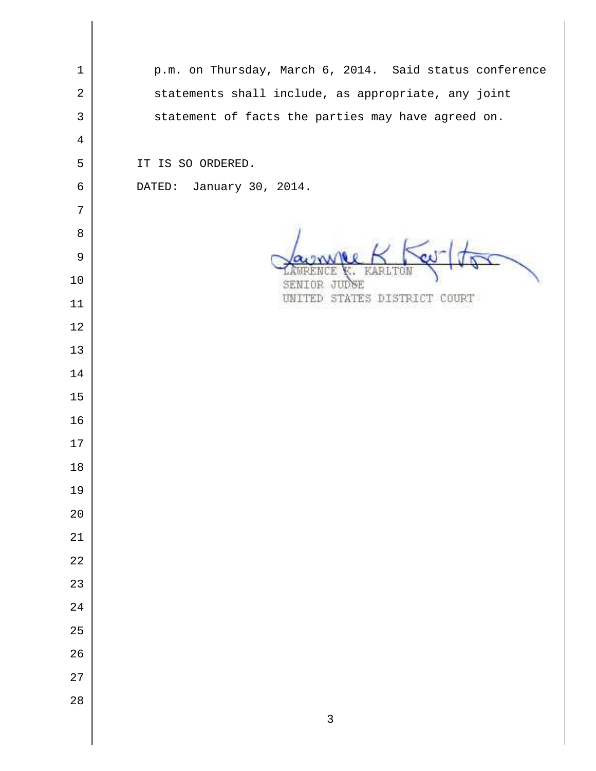p.m. on Thursday, March 6, 2014. Said status conference statements shall include, as appropriate, any joint statement of facts the parties may have agreed on.

IT IS SO ORDERED.

DATED: January 30, 2014.

LAWRENCE K. KARLTON
SENIOR JUDGE
UNITED STATES DISTRICT COURT